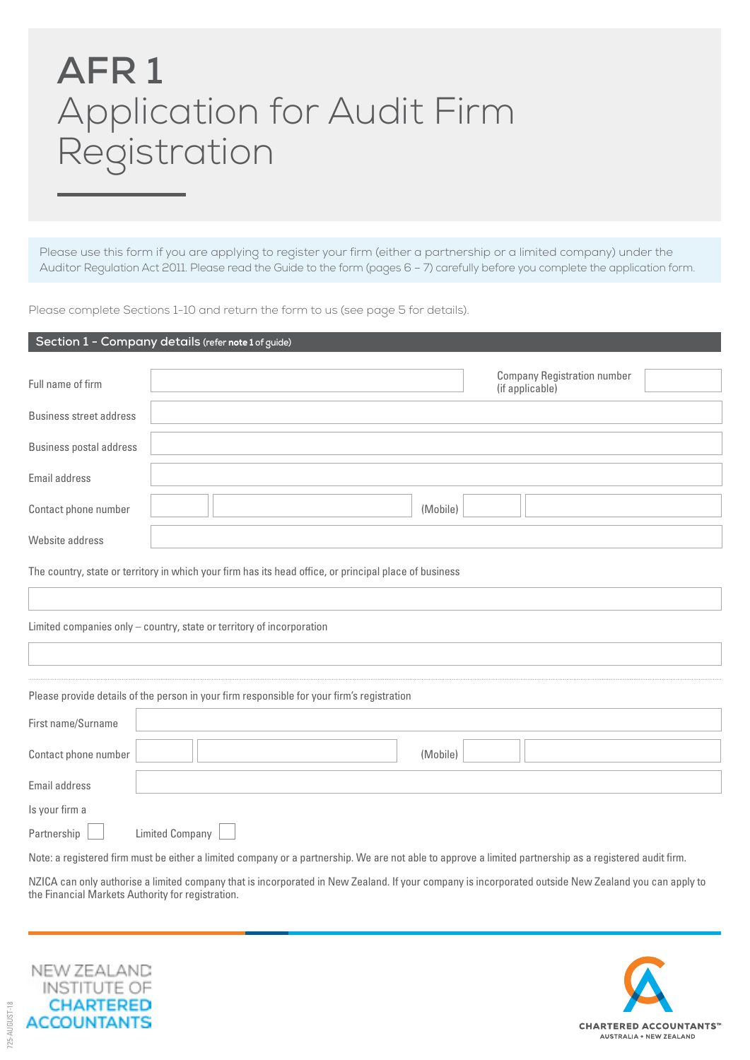# AFR 1
# Application for Audit Firm Registration

Please use this form if you are applying to register your firm (either a partnership or a limited company) under the Auditor Regulation Act 2011. Please read the Guide to the form (pages 6 – 7) carefully before you complete the application form.

Please complete Sections 1–10 and return the form to us (see page 5 for details).

## Section 1 – Company details (refer **note 1** of guide)

Full name of firm ______________________ Company Registration number (if applicable) __________

Business street address ______________________

Business postal address ______________________

Email address ______________________

Contact phone number ______ ______________ (Mobile) ______ ______________

Website address ______________________

The country, state or territory in which your firm has its head office, or principal place of business

______________________

Limited companies only – country, state or territory of incorporation

______________________

Please provide details of the person in your firm responsible for your firm's registration

First name/Surname ______________________

Contact phone number ______ ______________ (Mobile) ______ ______________

Email address ______________________

Is your firm a

Partnership ☐ Limited Company ☐

Note: a registered firm must be either a limited company or a partnership. We are not able to approve a limited partnership as a registered audit firm.

NZICA can only authorise a limited company that is incorporated in New Zealand. If your company is incorporated outside New Zealand you can apply to the Financial Markets Authority for registration.

NEW ZEALAND INSTITUTE OF CHARTERED ACCOUNTANTS

CHARTERED ACCOUNTANTS™ AUSTRALIA + NEW ZEALAND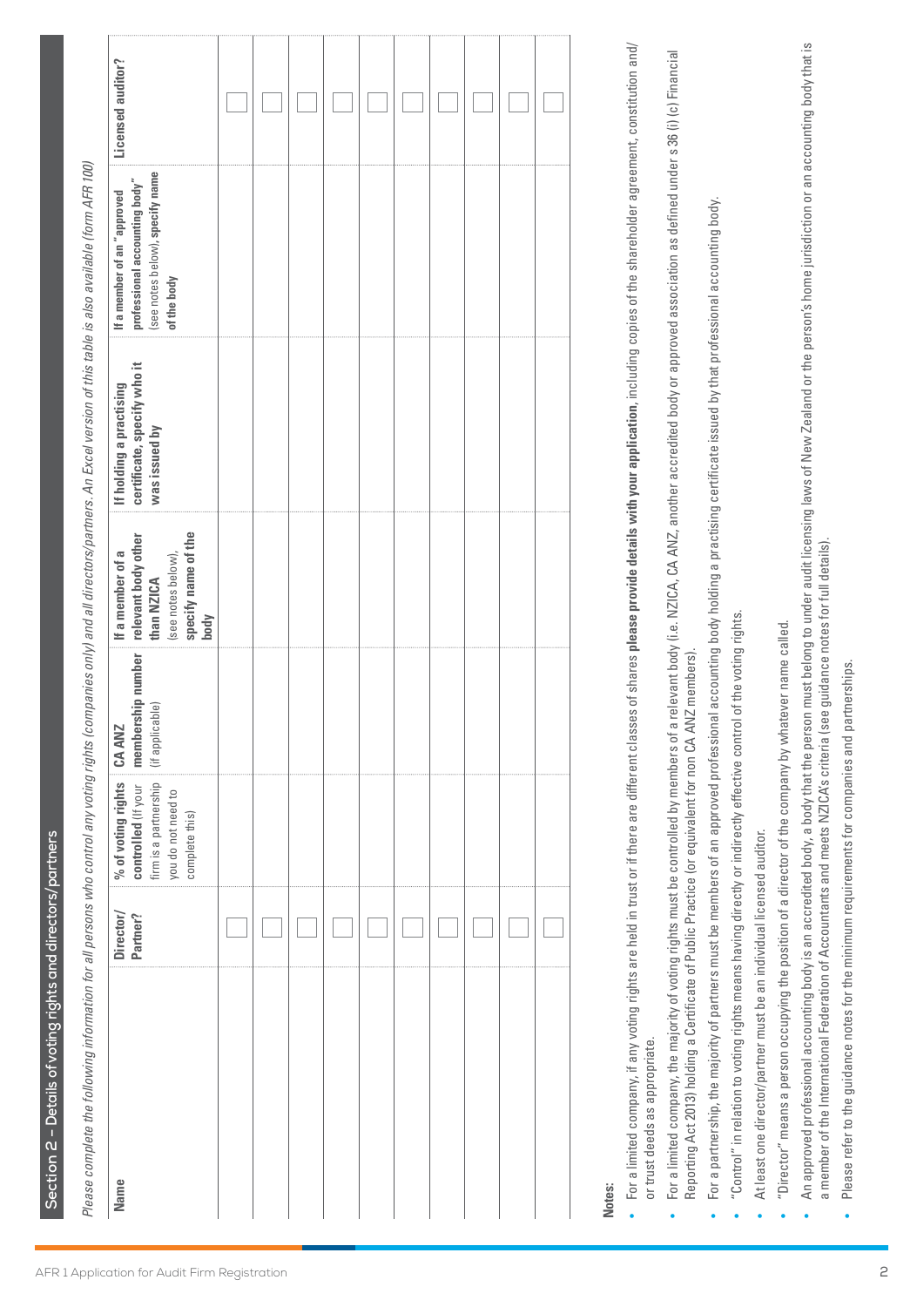## Section 2 – Details of voting rights and directors/partners

*Please complete the following information for all persons who control any voting rights (companies only) and all directors/partners. An Excel version of this table is also available (form AFR 100)*

| Name | Director/ Partner? | % of voting rights controlled (If your firm is a partnership you do not need to complete this) | CA ANZ membership number (if applicable) | If a member of a relevant body other than NZICA (see notes below), specify name of the body | If holding a practising certificate, specify who it was issued by | If a member of an "approved professional accounting body" (see notes below), specify name of the body | Licensed auditor? |
|---|---|---|---|---|---|---|---|
| | ☐ | | | | | | ☐ |
| | ☐ | | | | | | ☐ |
| | ☐ | | | | | | ☐ |
| | ☐ | | | | | | ☐ |
| | ☐ | | | | | | ☐ |
| | ☐ | | | | | | ☐ |
| | ☐ | | | | | | ☐ |
| | ☐ | | | | | | ☐ |
| | ☐ | | | | | | ☐ |
| | ☐ | | | | | | ☐ |

**Notes:**

- For a limited company, if any voting rights are held in trust or if there are different classes of shares **please provide details with your application**, including copies of the shareholder agreement, constitution and/or trust deeds as appropriate.
- For a limited company, the majority of voting rights must be controlled by members of a relevant body (i.e. NZICA, CA ANZ, another accredited body or approved association as defined under s 36 (i) (c) Financial Reporting Act 2013) holding a Certificate of Public Practice (or equivalent for non CA ANZ members).
- For a partnership, the majority of partners must be members of an approved professional accounting body holding a practising certificate issued by that professional accounting body.
- "Control" in relation to voting rights means having directly or indirectly effective control of the voting rights.
- At least one director/partner must be an individual licensed auditor.
- "Director" means a person occupying the position of a director of the company by whatever name called.
- An approved professional accounting body is an accredited body, a body that the person must belong to under audit licensing laws of New Zealand or the person's home jurisdiction or an accounting body that is a member of the International Federation of Accountants and meets NZICA's criteria (see guidance notes for full details).
- Please refer to the guidance notes for the minimum requirements for companies and partnerships.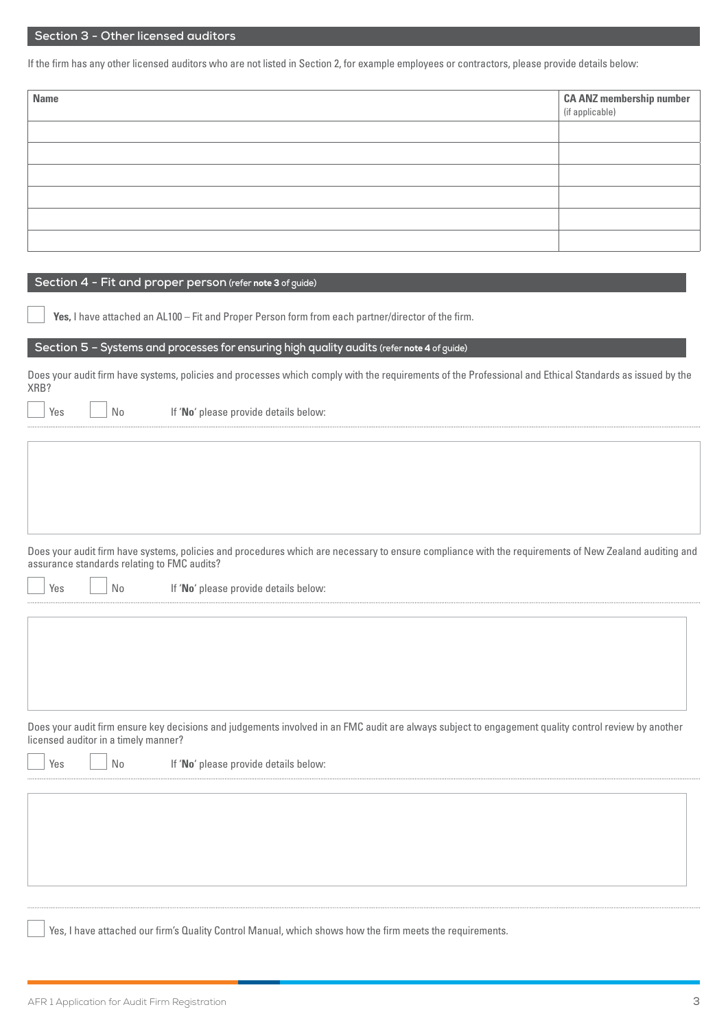## Section 3 - Other licensed auditors

If the firm has any other licensed auditors who are not listed in Section 2, for example employees or contractors, please provide details below:

| Name | CA ANZ membership number (if applicable) |
|---|---|
| | |
| | |
| | |
| | |
| | |
| | |

## Section 4 - Fit and proper person (refer **note 3** of guide)

☐ **Yes,** I have attached an AL100 – Fit and Proper Person form from each partner/director of the firm.

## Section 5 – Systems and processes for ensuring high quality audits (refer **note 4** of guide)

Does your audit firm have systems, policies and processes which comply with the requirements of the Professional and Ethical Standards as issued by the XRB?

☐ Yes ☐ No If '**No**' please provide details below:

Does your audit firm have systems, policies and procedures which are necessary to ensure compliance with the requirements of New Zealand auditing and assurance standards relating to FMC audits?

☐ Yes ☐ No If '**No**' please provide details below:

Does your audit firm ensure key decisions and judgements involved in an FMC audit are always subject to engagement quality control review by another licensed auditor in a timely manner?

☐ Yes ☐ No If '**No**' please provide details below:

☐ Yes, I have attached our firm's Quality Control Manual, which shows how the firm meets the requirements.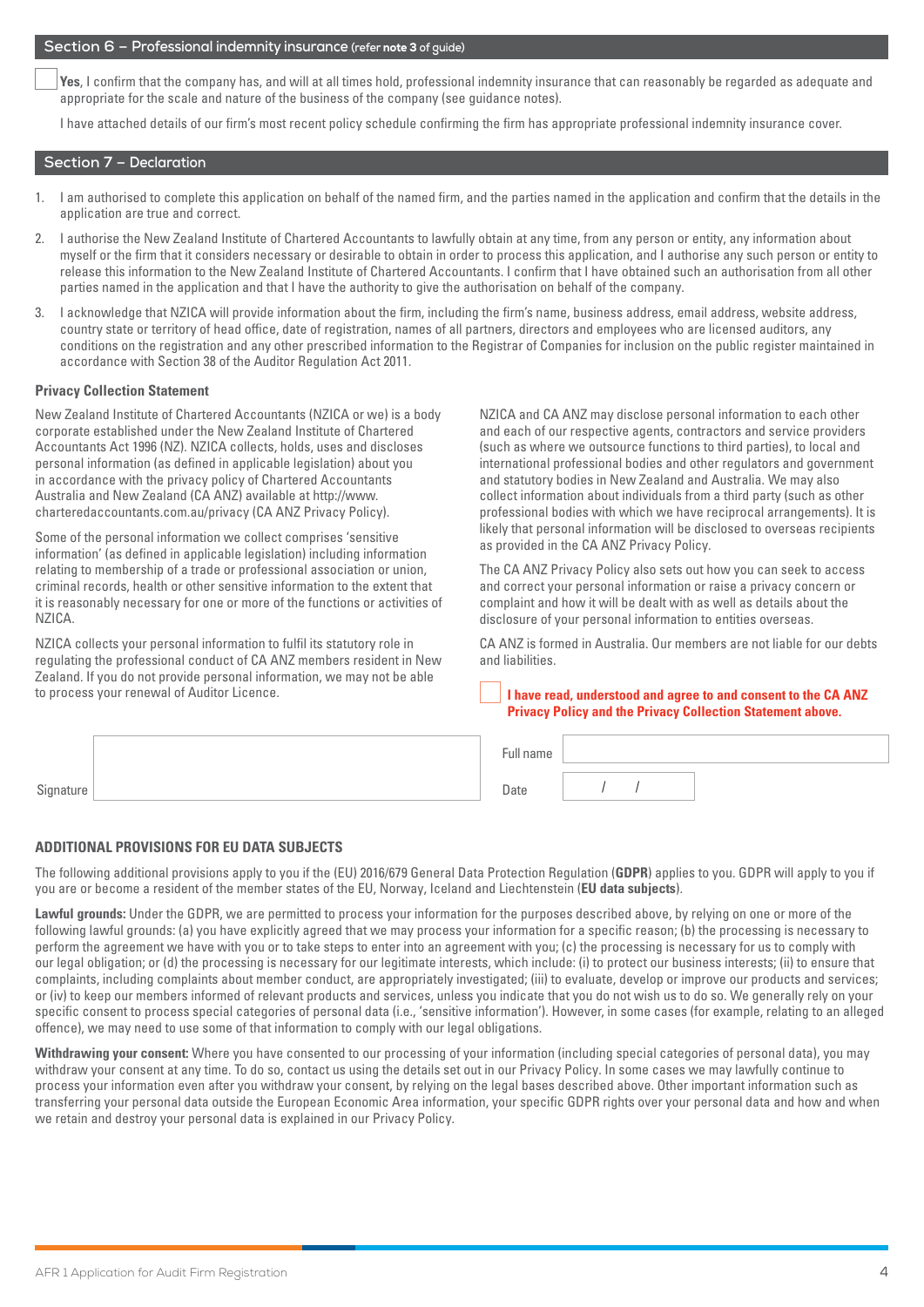## Section 6 – Professional indemnity insurance (refer **note 3** of guide)

☐ **Yes**, I confirm that the company has, and will at all times hold, professional indemnity insurance that can reasonably be regarded as adequate and appropriate for the scale and nature of the business of the company (see guidance notes).

I have attached details of our firm's most recent policy schedule confirming the firm has appropriate professional indemnity insurance cover.

## Section 7 – Declaration

1. I am authorised to complete this application on behalf of the named firm, and the parties named in the application and confirm that the details in the application are true and correct.
2. I authorise the New Zealand Institute of Chartered Accountants to lawfully obtain at any time, from any person or entity, any information about myself or the firm that it considers necessary or desirable to obtain in order to process this application, and I authorise any such person or entity to release this information to the New Zealand Institute of Chartered Accountants. I confirm that I have obtained such an authorisation from all other parties named in the application and that I have the authority to give the authorisation on behalf of the company.
3. I acknowledge that NZICA will provide information about the firm, including the firm's name, business address, email address, website address, country state or territory of head office, date of registration, names of all partners, directors and employees who are licensed auditors, any conditions on the registration and any other prescribed information to the Registrar of Companies for inclusion on the public register maintained in accordance with Section 38 of the Auditor Regulation Act 2011.

### Privacy Collection Statement

New Zealand Institute of Chartered Accountants (NZICA or we) is a body corporate established under the New Zealand Institute of Chartered Accountants Act 1996 (NZ). NZICA collects, holds, uses and discloses personal information (as defined in applicable legislation) about you in accordance with the privacy policy of Chartered Accountants Australia and New Zealand (CA ANZ) available at http://www.charteredaccountants.com.au/privacy (CA ANZ Privacy Policy).

Some of the personal information we collect comprises 'sensitive information' (as defined in applicable legislation) including information relating to membership of a trade or professional association or union, criminal records, health or other sensitive information to the extent that it is reasonably necessary for one or more of the functions or activities of NZICA.

NZICA collects your personal information to fulfil its statutory role in regulating the professional conduct of CA ANZ members resident in New Zealand. If you do not provide personal information, we may not be able to process your renewal of Auditor Licence.

NZICA and CA ANZ may disclose personal information to each other and each of our respective agents, contractors and service providers (such as where we outsource functions to third parties), to local and international professional bodies and other regulators and government and statutory bodies in New Zealand and Australia. We may also collect information about individuals from a third party (such as other professional bodies with which we have reciprocal arrangements). It is likely that personal information will be disclosed to overseas recipients as provided in the CA ANZ Privacy Policy.

The CA ANZ Privacy Policy also sets out how you can seek to access and correct your personal information or raise a privacy concern or complaint and how it will be dealt with as well as details about the disclosure of your personal information to entities overseas.

CA ANZ is formed in Australia. Our members are not liable for our debts and liabilities.

☐ **I have read, understood and agree to and consent to the CA ANZ Privacy Policy and the Privacy Collection Statement above.**

| Signature | | Full name | |
|---|---|---|---|
| | | Date | / / |

### ADDITIONAL PROVISIONS FOR EU DATA SUBJECTS

The following additional provisions apply to you if the (EU) 2016/679 General Data Protection Regulation (**GDPR**) applies to you. GDPR will apply to you if you are or become a resident of the member states of the EU, Norway, Iceland and Liechtenstein (**EU data subjects**).

**Lawful grounds:** Under the GDPR, we are permitted to process your information for the purposes described above, by relying on one or more of the following lawful grounds: (a) you have explicitly agreed that we may process your information for a specific reason; (b) the processing is necessary to perform the agreement we have with you or to take steps to enter into an agreement with you; (c) the processing is necessary for us to comply with our legal obligation; or (d) the processing is necessary for our legitimate interests, which include: (i) to protect our business interests; (ii) to ensure that complaints, including complaints about member conduct, are appropriately investigated; (iii) to evaluate, develop or improve our products and services; or (iv) to keep our members informed of relevant products and services, unless you indicate that you do not wish us to do so. We generally rely on your specific consent to process special categories of personal data (i.e., 'sensitive information'). However, in some cases (for example, relating to an alleged offence), we may need to use some of that information to comply with our legal obligations.

**Withdrawing your consent:** Where you have consented to our processing of your information (including special categories of personal data), you may withdraw your consent at any time. To do so, contact us using the details set out in our Privacy Policy. In some cases we may lawfully continue to process your information even after you withdraw your consent, by relying on the legal bases described above. Other important information such as transferring your personal data outside the European Economic Area information, your specific GDPR rights over your personal data and how and when we retain and destroy your personal data is explained in our Privacy Policy.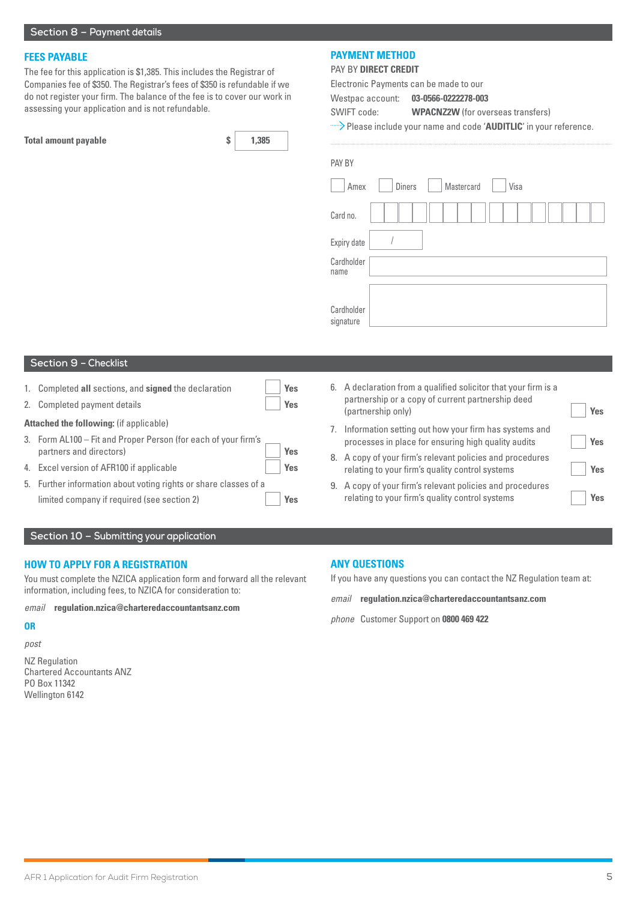## Section 8 – Payment details

### FEES PAYABLE

The fee for this application is $1,385. This includes the Registrar of Companies fee of $350. The Registrar's fees of $350 is refundable if we do not register your firm. The balance of the fee is to cover our work in assessing your application and is not refundable.

**Total amount payable** $ **1,385**

### PAYMENT METHOD

PAY BY **DIRECT CREDIT**

Electronic Payments can be made to our

Westpac account: **03-0566-0222278-003**

SWIFT code: **WPACNZ2W** (for overseas transfers)

Please include your name and code '**AUDITLIC**' in your reference.

PAY BY

☐ Amex ☐ Diners ☐ Mastercard ☐ Visa

Card no.

Expiry date /

Cardholder name

Cardholder signature

## Section 9 – Checklist

1. Completed **all** sections, and **signed** the declaration ☐ Yes
2. Completed payment details ☐ Yes

**Attached the following:** (if applicable)

3. Form AL100 – Fit and Proper Person (for each of your firm's partners and directors) ☐ Yes
4. Excel version of AFR100 if applicable ☐ Yes
5. Further information about voting rights or share classes of a limited company if required (see section 2) ☐ Yes
6. A declaration from a qualified solicitor that your firm is a partnership or a copy of current partnership deed (partnership only) ☐ Yes
7. Information setting out how your firm has systems and processes in place for ensuring high quality audits ☐ Yes
8. A copy of your firm's relevant policies and procedures relating to your firm's quality control systems ☐ Yes
9. A copy of your firm's relevant policies and procedures relating to your firm's quality control systems ☐ Yes

## Section 10 – Submitting your application

### HOW TO APPLY FOR A REGISTRATION

You must complete the NZICA application form and forward all the relevant information, including fees, to NZICA for consideration to:

*email* **regulation.nzica@charteredaccountantsanz.com**

**OR**

*post*

NZ Regulation
Chartered Accountants ANZ
PO Box 11342
Wellington 6142

### ANY QUESTIONS

If you have any questions you can contact the NZ Regulation team at:

*email* **regulation.nzica@charteredaccountantsanz.com**

*phone* Customer Support on **0800 469 422**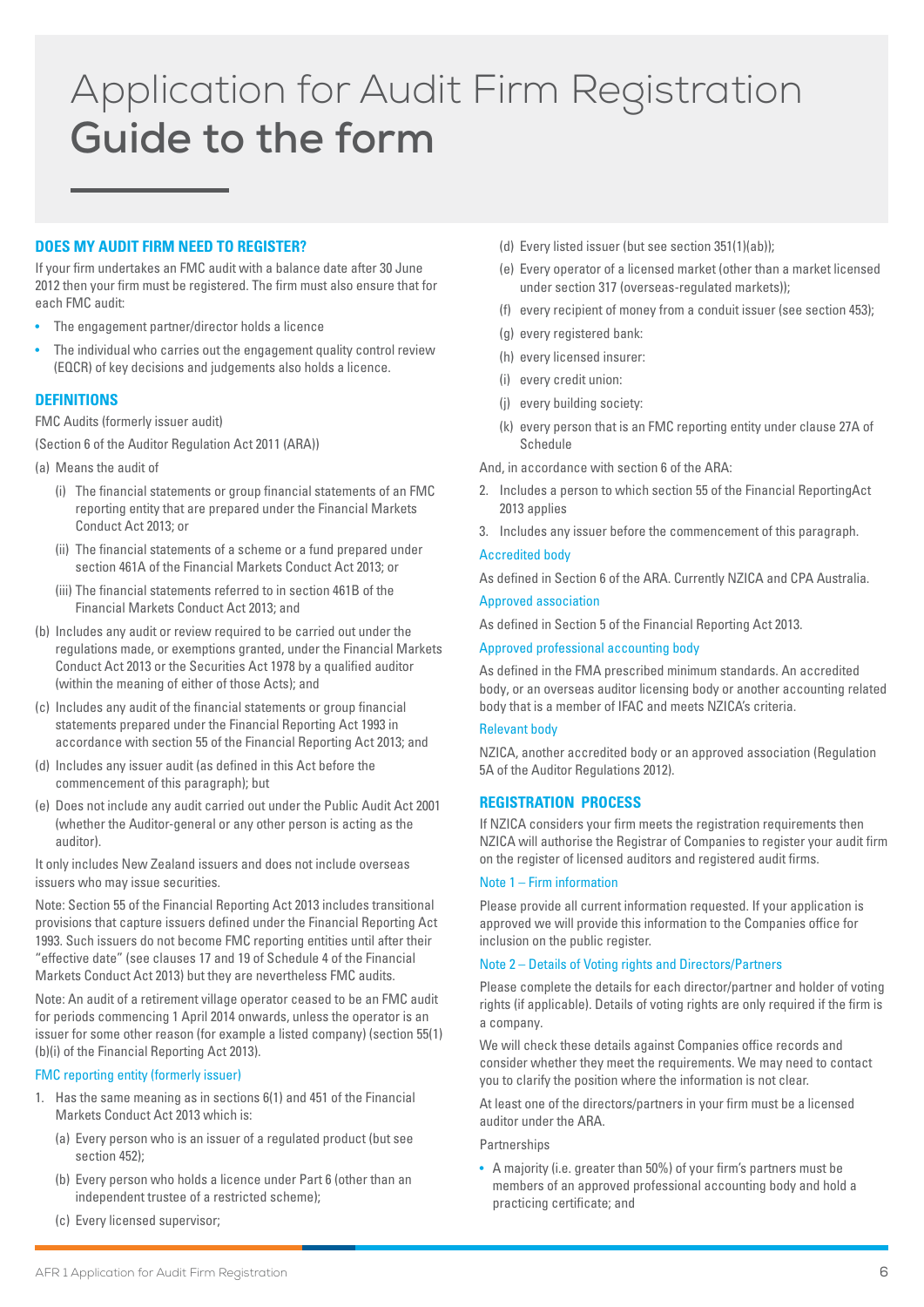# Application for Audit Firm Registration
# Guide to the form

## DOES MY AUDIT FIRM NEED TO REGISTER?

If your firm undertakes an FMC audit with a balance date after 30 June 2012 then your firm must be registered. The firm must also ensure that for each FMC audit:

- The engagement partner/director holds a licence
- The individual who carries out the engagement quality control review (EQCR) of key decisions and judgements also holds a licence.

## DEFINITIONS

FMC Audits (formerly issuer audit)

(Section 6 of the Auditor Regulation Act 2011 (ARA))

(a) Means the audit of

   (i) The financial statements or group financial statements of an FMC reporting entity that are prepared under the Financial Markets Conduct Act 2013; or

   (ii) The financial statements of a scheme or a fund prepared under section 461A of the Financial Markets Conduct Act 2013; or

   (iii) The financial statements referred to in section 461B of the Financial Markets Conduct Act 2013; and

(b) Includes any audit or review required to be carried out under the regulations made, or exemptions granted, under the Financial Markets Conduct Act 2013 or the Securities Act 1978 by a qualified auditor (within the meaning of either of those Acts); and

(c) Includes any audit of the financial statements or group financial statements prepared under the Financial Reporting Act 1993 in accordance with section 55 of the Financial Reporting Act 2013; and

(d) Includes any issuer audit (as defined in this Act before the commencement of this paragraph); but

(e) Does not include any audit carried out under the Public Audit Act 2001 (whether the Auditor-general or any other person is acting as the auditor).

It only includes New Zealand issuers and does not include overseas issuers who may issue securities.

Note: Section 55 of the Financial Reporting Act 2013 includes transitional provisions that capture issuers defined under the Financial Reporting Act 1993. Such issuers do not become FMC reporting entities until after their "effective date" (see clauses 17 and 19 of Schedule 4 of the Financial Markets Conduct Act 2013) but they are nevertheless FMC audits.

Note: An audit of a retirement village operator ceased to be an FMC audit for periods commencing 1 April 2014 onwards, unless the operator is an issuer for some other reason (for example a listed company) (section 55(1)(b)(i) of the Financial Reporting Act 2013).

### FMC reporting entity (formerly issuer)

1. Has the same meaning as in sections 6(1) and 451 of the Financial Markets Conduct Act 2013 which is:

   (a) Every person who is an issuer of a regulated product (but see section 452);

   (b) Every person who holds a licence under Part 6 (other than an independent trustee of a restricted scheme);

   (c) Every licensed supervisor;

   (d) Every listed issuer (but see section 351(1)(ab));

   (e) Every operator of a licensed market (other than a market licensed under section 317 (overseas-regulated markets));

   (f) every recipient of money from a conduit issuer (see section 453);

   (g) every registered bank:

   (h) every licensed insurer:

   (i) every credit union:

   (j) every building society:

   (k) every person that is an FMC reporting entity under clause 27A of Schedule

And, in accordance with section 6 of the ARA:

2. Includes a person to which section 55 of the Financial ReportingAct 2013 applies

3. Includes any issuer before the commencement of this paragraph.

### Accredited body

As defined in Section 6 of the ARA. Currently NZICA and CPA Australia.

### Approved association

As defined in Section 5 of the Financial Reporting Act 2013.

### Approved professional accounting body

As defined in the FMA prescribed minimum standards. An accredited body, or an overseas auditor licensing body or another accounting related body that is a member of IFAC and meets NZICA's criteria.

### Relevant body

NZICA, another accredited body or an approved association (Regulation 5A of the Auditor Regulations 2012).

## REGISTRATION PROCESS

If NZICA considers your firm meets the registration requirements then NZICA will authorise the Registrar of Companies to register your audit firm on the register of licensed auditors and registered audit firms.

### Note 1 – Firm information

Please provide all current information requested. If your application is approved we will provide this information to the Companies office for inclusion on the public register.

### Note 2 – Details of Voting rights and Directors/Partners

Please complete the details for each director/partner and holder of voting rights (if applicable). Details of voting rights are only required if the firm is a company.

We will check these details against Companies office records and consider whether they meet the requirements. We may need to contact you to clarify the position where the information is not clear.

At least one of the directors/partners in your firm must be a licensed auditor under the ARA.

Partnerships

- A majority (i.e. greater than 50%) of your firm's partners must be members of an approved professional accounting body and hold a practicing certificate; and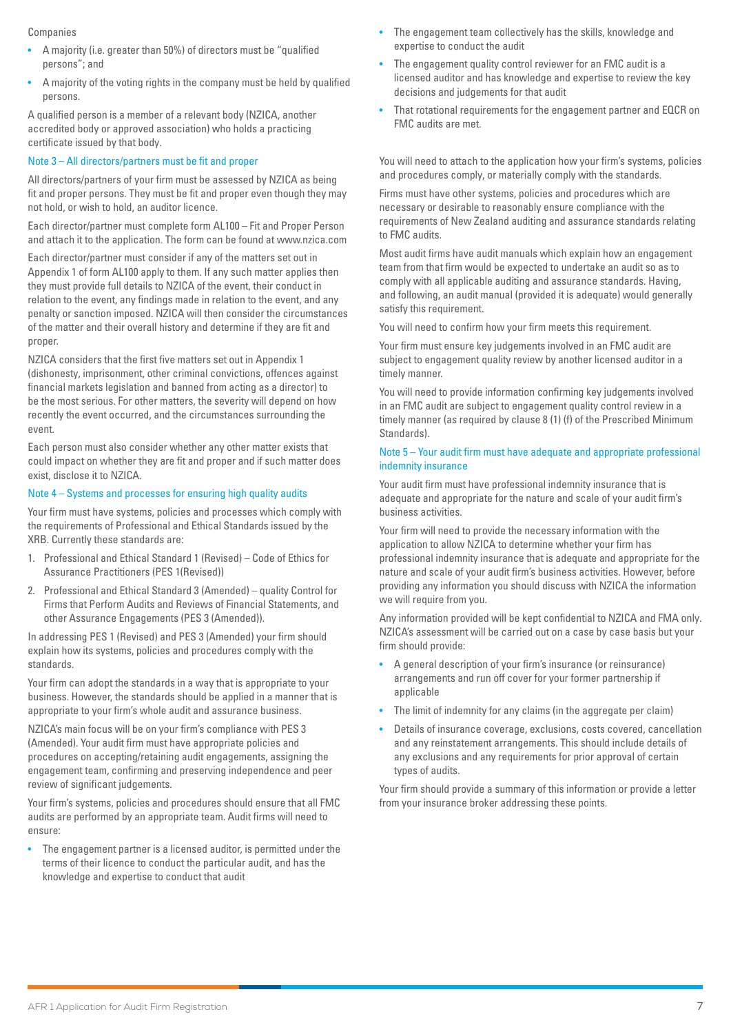Companies

- A majority (i.e. greater than 50%) of directors must be "qualified persons"; and
- A majority of the voting rights in the company must be held by qualified persons.

A qualified person is a member of a relevant body (NZICA, another accredited body or approved association) who holds a practicing certificate issued by that body.

### Note 3 – All directors/partners must be fit and proper

All directors/partners of your firm must be assessed by NZICA as being fit and proper persons. They must be fit and proper even though they may not hold, or wish to hold, an auditor licence.

Each director/partner must complete form AL100 – Fit and Proper Person and attach it to the application. The form can be found at www.nzica.com

Each director/partner must consider if any of the matters set out in Appendix 1 of form AL100 apply to them. If any such matter applies then they must provide full details to NZICA of the event, their conduct in relation to the event, any findings made in relation to the event, and any penalty or sanction imposed. NZICA will then consider the circumstances of the matter and their overall history and determine if they are fit and proper.

NZICA considers that the first five matters set out in Appendix 1 (dishonesty, imprisonment, other criminal convictions, offences against financial markets legislation and banned from acting as a director) to be the most serious. For other matters, the severity will depend on how recently the event occurred, and the circumstances surrounding the event.

Each person must also consider whether any other matter exists that could impact on whether they are fit and proper and if such matter does exist, disclose it to NZICA.

### Note 4 – Systems and processes for ensuring high quality audits

Your firm must have systems, policies and processes which comply with the requirements of Professional and Ethical Standards issued by the XRB. Currently these standards are:

1. Professional and Ethical Standard 1 (Revised) – Code of Ethics for Assurance Practitioners (PES 1(Revised))
2. Professional and Ethical Standard 3 (Amended) – quality Control for Firms that Perform Audits and Reviews of Financial Statements, and other Assurance Engagements (PES 3 (Amended)).

In addressing PES 1 (Revised) and PES 3 (Amended) your firm should explain how its systems, policies and procedures comply with the standards.

Your firm can adopt the standards in a way that is appropriate to your business. However, the standards should be applied in a manner that is appropriate to your firm's whole audit and assurance business.

NZICA's main focus will be on your firm's compliance with PES 3 (Amended). Your audit firm must have appropriate policies and procedures on accepting/retaining audit engagements, assigning the engagement team, confirming and preserving independence and peer review of significant judgements.

Your firm's systems, policies and procedures should ensure that all FMC audits are performed by an appropriate team. Audit firms will need to ensure:

- The engagement partner is a licensed auditor, is permitted under the terms of their licence to conduct the particular audit, and has the knowledge and expertise to conduct that audit
- The engagement team collectively has the skills, knowledge and expertise to conduct the audit
- The engagement quality control reviewer for an FMC audit is a licensed auditor and has knowledge and expertise to review the key decisions and judgements for that audit
- That rotational requirements for the engagement partner and EQCR on FMC audits are met.

You will need to attach to the application how your firm's systems, policies and procedures comply, or materially comply with the standards.

Firms must have other systems, policies and procedures which are necessary or desirable to reasonably ensure compliance with the requirements of New Zealand auditing and assurance standards relating to FMC audits.

Most audit firms have audit manuals which explain how an engagement team from that firm would be expected to undertake an audit so as to comply with all applicable auditing and assurance standards. Having, and following, an audit manual (provided it is adequate) would generally satisfy this requirement.

You will need to confirm how your firm meets this requirement.

Your firm must ensure key judgements involved in an FMC audit are subject to engagement quality review by another licensed auditor in a timely manner.

You will need to provide information confirming key judgements involved in an FMC audit are subject to engagement quality control review in a timely manner (as required by clause 8 (1) (f) of the Prescribed Minimum Standards).

### Note 5 – Your audit firm must have adequate and appropriate professional indemnity insurance

Your audit firm must have professional indemnity insurance that is adequate and appropriate for the nature and scale of your audit firm's business activities.

Your firm will need to provide the necessary information with the application to allow NZICA to determine whether your firm has professional indemnity insurance that is adequate and appropriate for the nature and scale of your audit firm's business activities. However, before providing any information you should discuss with NZICA the information we will require from you.

Any information provided will be kept confidential to NZICA and FMA only. NZICA's assessment will be carried out on a case by case basis but your firm should provide:

- A general description of your firm's insurance (or reinsurance) arrangements and run off cover for your former partnership if applicable
- The limit of indemnity for any claims (in the aggregate per claim)
- Details of insurance coverage, exclusions, costs covered, cancellation and any reinstatement arrangements. This should include details of any exclusions and any requirements for prior approval of certain types of audits.

Your firm should provide a summary of this information or provide a letter from your insurance broker addressing these points.